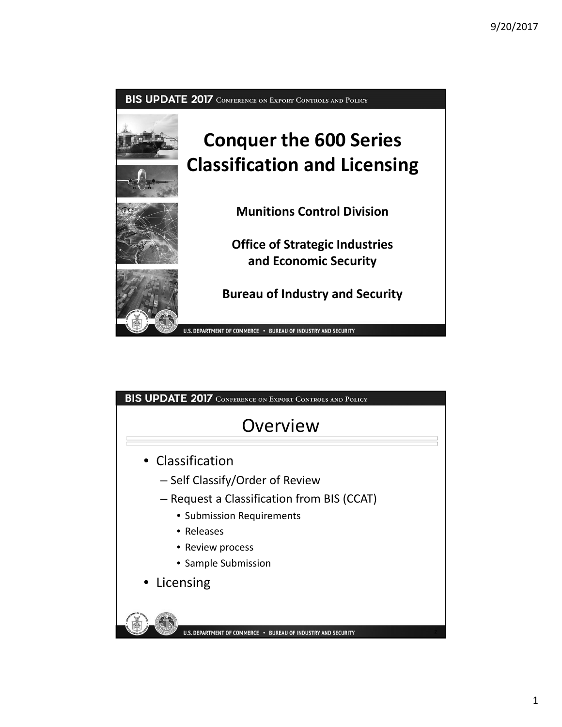# Conquer the 600 Series Classification and Licensing

**Munitions Control Division**

**Office of Strategic Industries and Economic Security**

**Bureau of Industry and Security**

## Overview

- Classification
  - Self Classify/Order of Review
  - Request a Classification from BIS (CCAT)
    - Submission Requirements
    - Releases
    - Review process
    - Sample Submission
- Licensing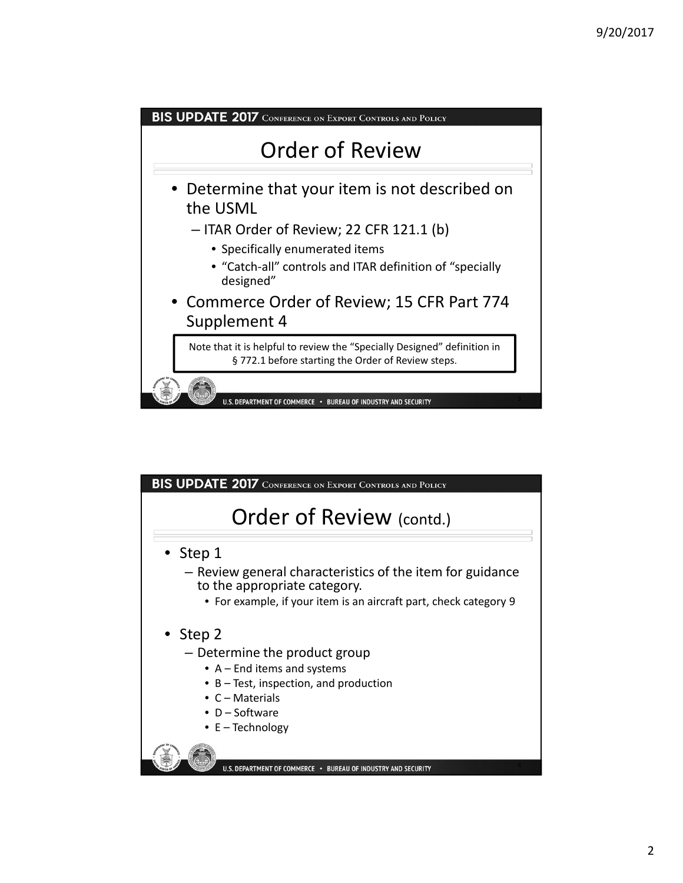## Order of Review

- Determine that your item is not described on the USML
  - ITAR Order of Review; 22 CFR 121.1 (b)
    - Specifically enumerated items
    - "Catch-all" controls and ITAR definition of "specially designed"
- Commerce Order of Review; 15 CFR Part 774 Supplement 4

Note that it is helpful to review the "Specially Designed" definition in § 772.1 before starting the Order of Review steps.

## Order of Review (contd.)

- Step 1
  - Review general characteristics of the item for guidance to the appropriate category.
    - For example, if your item is an aircraft part, check category 9
- Step 2
  - Determine the product group
    - A – End items and systems
    - B – Test, inspection, and production
    - C – Materials
    - D – Software
    - E – Technology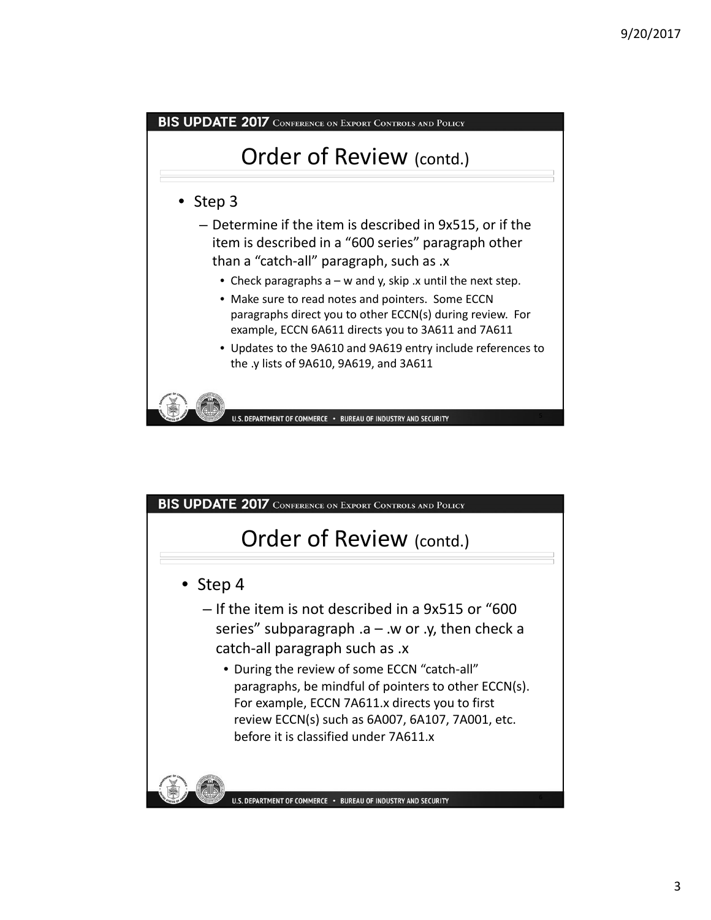## Order of Review (contd.)

- Step 3
  - Determine if the item is described in 9x515, or if the item is described in a "600 series" paragraph other than a "catch-all" paragraph, such as .x
    - Check paragraphs a – w and y, skip .x until the next step.
    - Make sure to read notes and pointers. Some ECCN paragraphs direct you to other ECCN(s) during review. For example, ECCN 6A611 directs you to 3A611 and 7A611
    - Updates to the 9A610 and 9A619 entry include references to the .y lists of 9A610, 9A619, and 3A611

## Order of Review (contd.)

- Step 4
  - If the item is not described in a 9x515 or "600 series" subparagraph .a – .w or .y, then check a catch-all paragraph such as .x
    - During the review of some ECCN "catch-all" paragraphs, be mindful of pointers to other ECCN(s). For example, ECCN 7A611.x directs you to first review ECCN(s) such as 6A007, 6A107, 7A001, etc. before it is classified under 7A611.x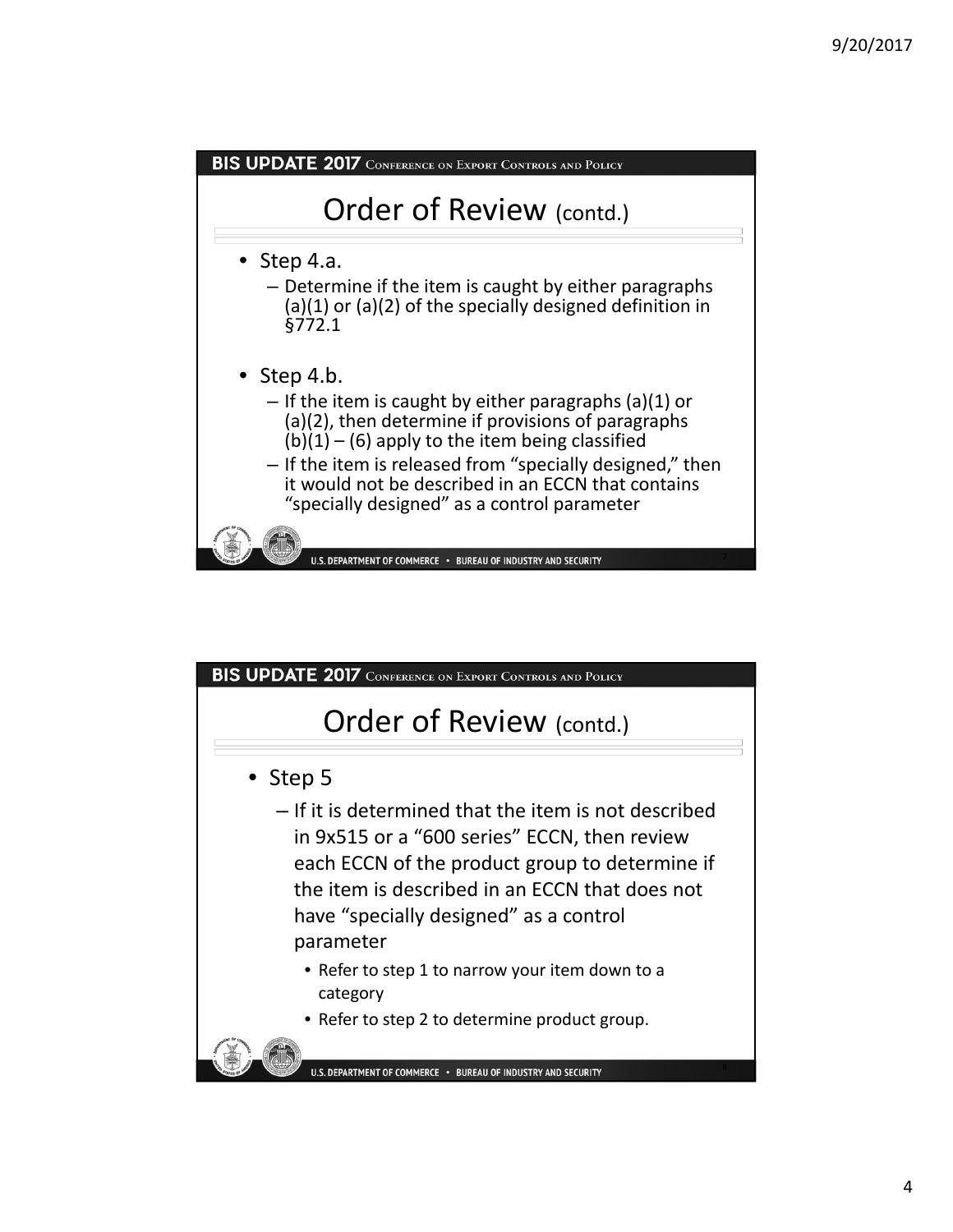## Order of Review (contd.)

- Step 4.a.
  - Determine if the item is caught by either paragraphs (a)(1) or (a)(2) of the specially designed definition in §772.1
- Step 4.b.
  - If the item is caught by either paragraphs (a)(1) or (a)(2), then determine if provisions of paragraphs (b)(1) – (6) apply to the item being classified
  - If the item is released from "specially designed," then it would not be described in an ECCN that contains "specially designed" as a control parameter

## Order of Review (contd.)

- Step 5
  - If it is determined that the item is not described in 9x515 or a "600 series" ECCN, then review each ECCN of the product group to determine if the item is described in an ECCN that does not have "specially designed" as a control parameter
    - Refer to step 1 to narrow your item down to a category
    - Refer to step 2 to determine product group.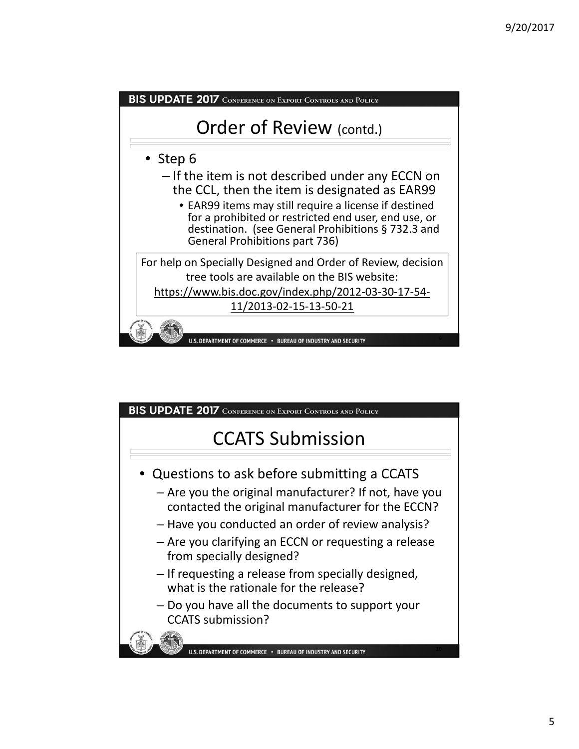## Order of Review (contd.)

- Step 6
  - If the item is not described under any ECCN on the CCL, then the item is designated as EAR99
    - EAR99 items may still require a license if destined for a prohibited or restricted end user, end use, or destination. (see General Prohibitions § 732.3 and General Prohibitions part 736)

For help on Specially Designed and Order of Review, decision tree tools are available on the BIS website: https://www.bis.doc.gov/index.php/2012-03-30-17-54-11/2013-02-15-13-50-21

## CCATS Submission

- Questions to ask before submitting a CCATS
  - Are you the original manufacturer? If not, have you contacted the original manufacturer for the ECCN?
  - Have you conducted an order of review analysis?
  - Are you clarifying an ECCN or requesting a release from specially designed?
  - If requesting a release from specially designed, what is the rationale for the release?
  - Do you have all the documents to support your CCATS submission?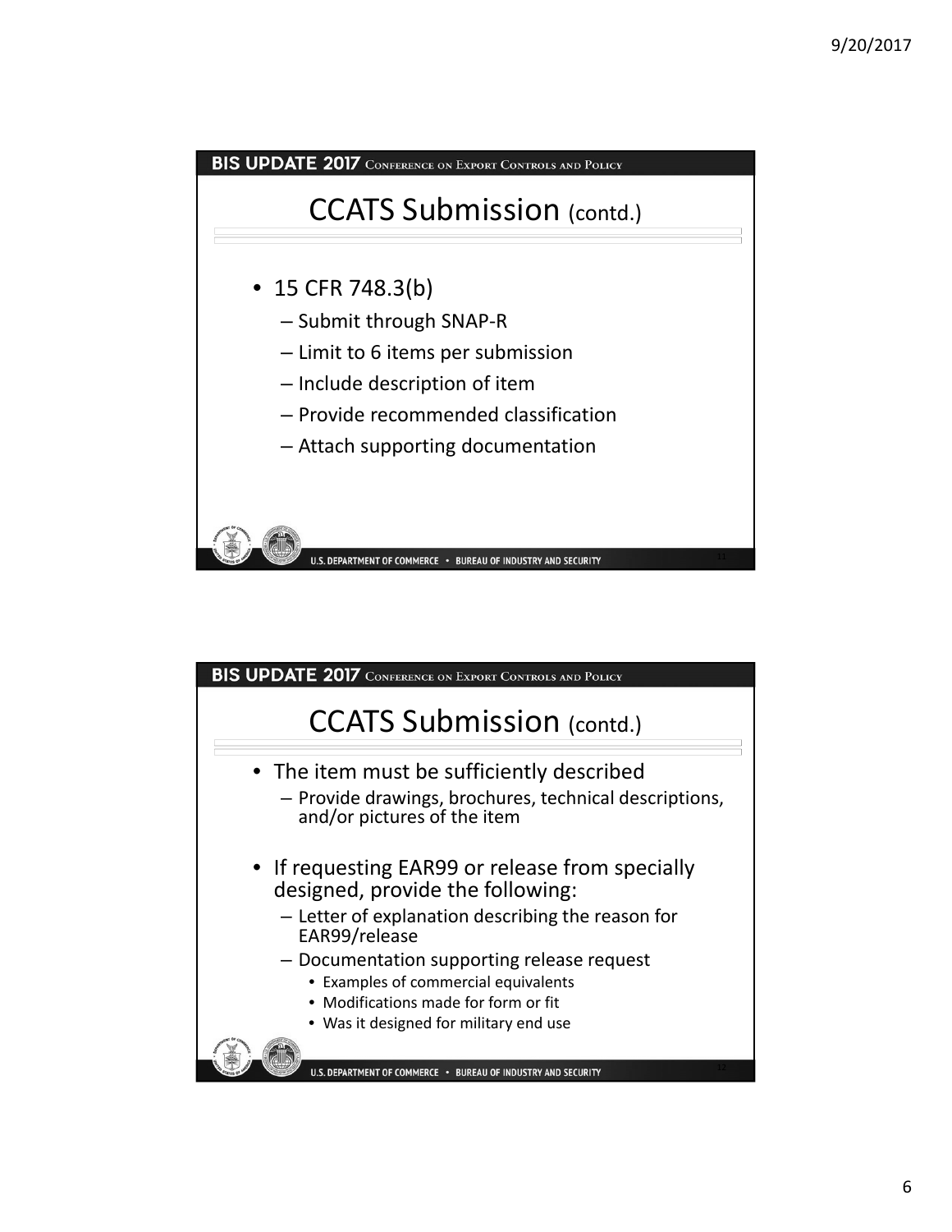## CCATS Submission (contd.)

- 15 CFR 748.3(b)
  - Submit through SNAP-R
  - Limit to 6 items per submission
  - Include description of item
  - Provide recommended classification
  - Attach supporting documentation

## CCATS Submission (contd.)

- The item must be sufficiently described
  - Provide drawings, brochures, technical descriptions, and/or pictures of the item
- If requesting EAR99 or release from specially designed, provide the following:
  - Letter of explanation describing the reason for EAR99/release
  - Documentation supporting release request
    - Examples of commercial equivalents
    - Modifications made for form or fit
    - Was it designed for military end use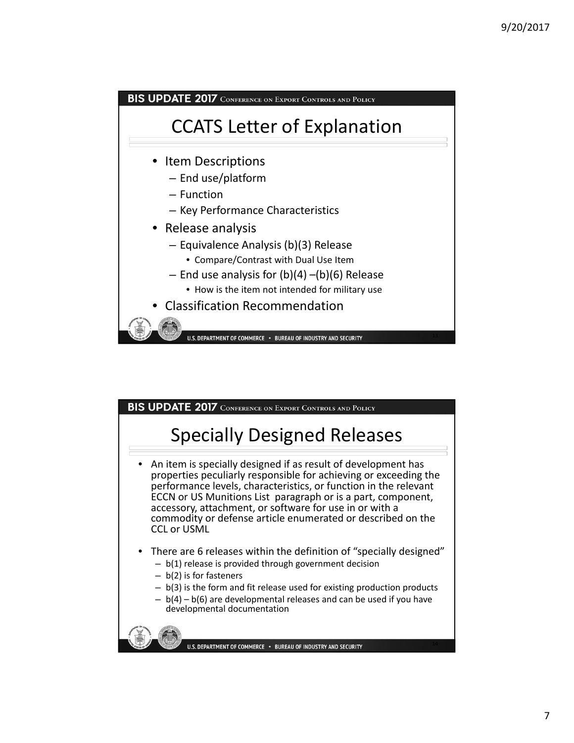## CCATS Letter of Explanation

- Item Descriptions
  - End use/platform
  - Function
  - Key Performance Characteristics
- Release analysis
  - Equivalence Analysis (b)(3) Release
    - Compare/Contrast with Dual Use Item
  - End use analysis for (b)(4) –(b)(6) Release
    - How is the item not intended for military use
- Classification Recommendation

## Specially Designed Releases

- An item is specially designed if as result of development has properties peculiarly responsible for achieving or exceeding the performance levels, characteristics, or function in the relevant ECCN or US Munitions List paragraph or is a part, component, accessory, attachment, or software for use in or with a commodity or defense article enumerated or described on the CCL or USML
- There are 6 releases within the definition of "specially designed"
  - b(1) release is provided through government decision
  - b(2) is for fasteners
  - b(3) is the form and fit release used for existing production products
  - b(4) – b(6) are developmental releases and can be used if you have developmental documentation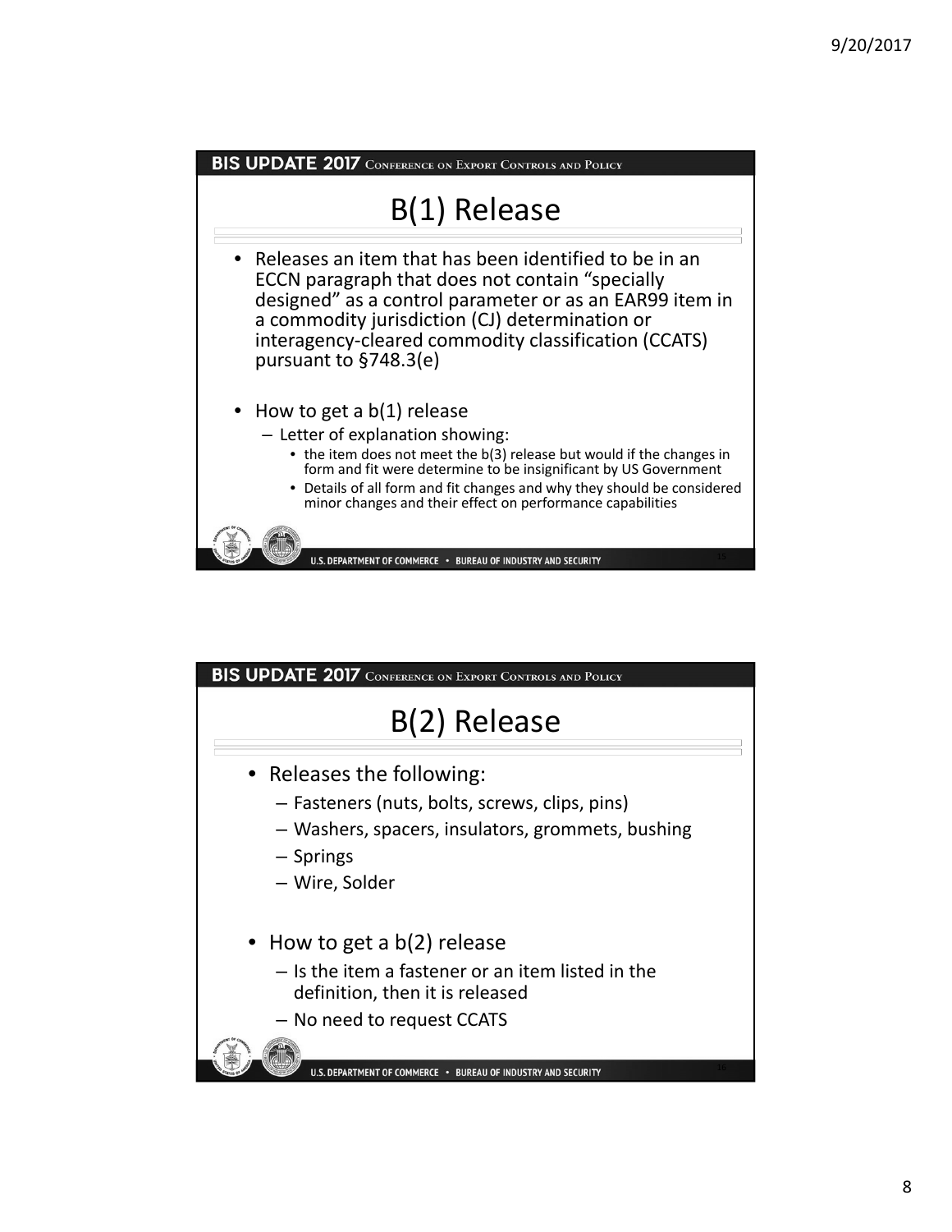## B(1) Release

- Releases an item that has been identified to be in an ECCN paragraph that does not contain "specially designed" as a control parameter or as an EAR99 item in a commodity jurisdiction (CJ) determination or interagency-cleared commodity classification (CCATS) pursuant to §748.3(e)
- How to get a b(1) release
  - Letter of explanation showing:
    - the item does not meet the b(3) release but would if the changes in form and fit were determine to be insignificant by US Government
    - Details of all form and fit changes and why they should be considered minor changes and their effect on performance capabilities

## B(2) Release

- Releases the following:
  - Fasteners (nuts, bolts, screws, clips, pins)
  - Washers, spacers, insulators, grommets, bushing
  - Springs
  - Wire, Solder
- How to get a b(2) release
  - Is the item a fastener or an item listed in the definition, then it is released
  - No need to request CCATS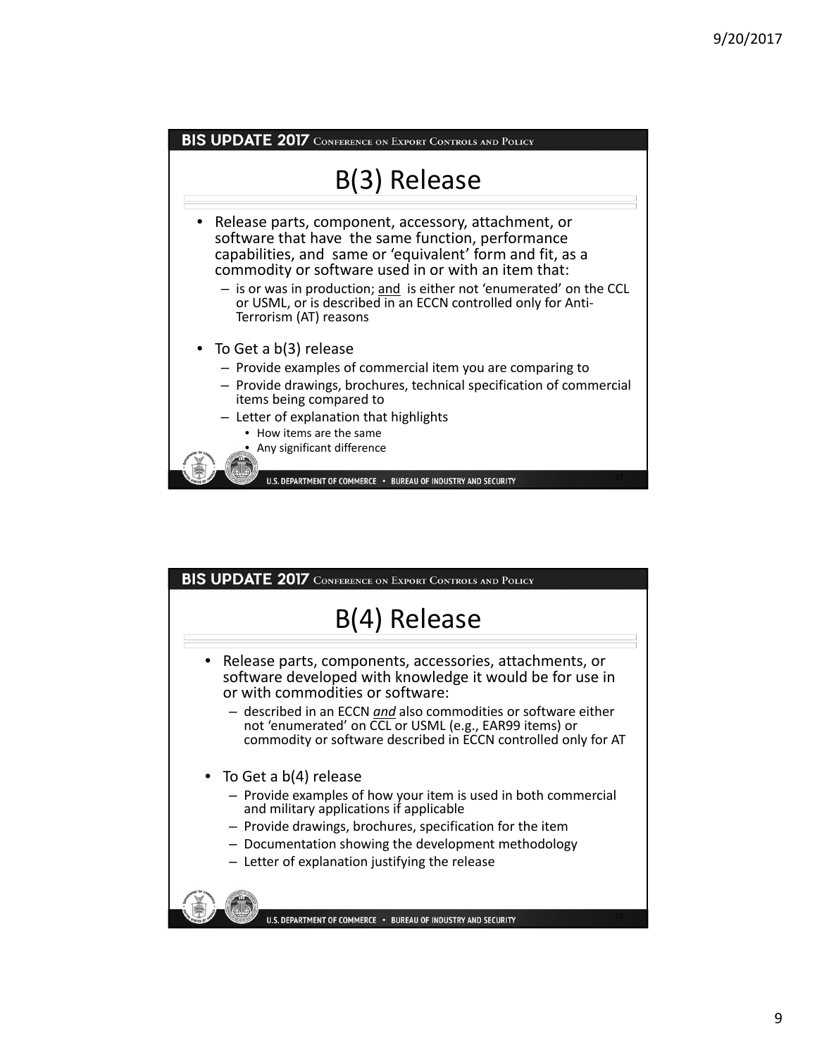# B(3) Release

- Release parts, component, accessory, attachment, or software that have the same function, performance capabilities, and same or 'equivalent' form and fit, as a commodity or software used in or with an item that:
  - is or was in production; <u>and</u> is either not 'enumerated' on the CCL or USML, or is described in an ECCN controlled only for Anti-Terrorism (AT) reasons
- To Get a b(3) release
  - Provide examples of commercial item you are comparing to
  - Provide drawings, brochures, technical specification of commercial items being compared to
  - Letter of explanation that highlights
    - How items are the same
    - Any significant difference

# B(4) Release

- Release parts, components, accessories, attachments, or software developed with knowledge it would be for use in or with commodities or software:
  - described in an ECCN ***and*** also commodities or software either not 'enumerated' on CCL or USML (e.g., EAR99 items) or commodity or software described in ECCN controlled only for AT
- To Get a b(4) release
  - Provide examples of how your item is used in both commercial and military applications if applicable
  - Provide drawings, brochures, specification for the item
  - Documentation showing the development methodology
  - Letter of explanation justifying the release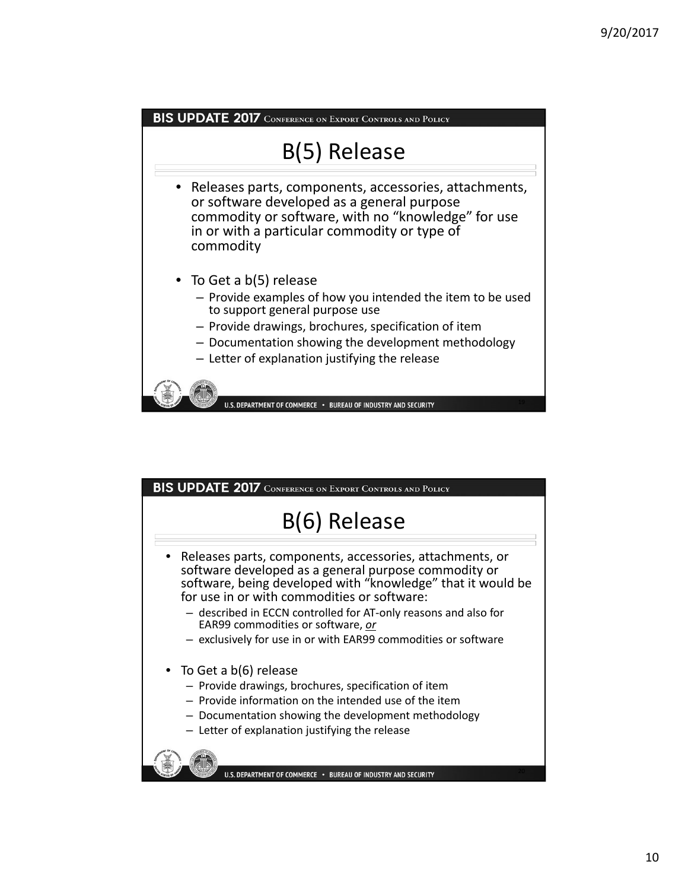## B(5) Release

- Releases parts, components, accessories, attachments, or software developed as a general purpose commodity or software, with no "knowledge" for use in or with a particular commodity or type of commodity

- To Get a b(5) release
  - Provide examples of how you intended the item to be used to support general purpose use
  - Provide drawings, brochures, specification of item
  - Documentation showing the development methodology
  - Letter of explanation justifying the release

## B(6) Release

- Releases parts, components, accessories, attachments, or software developed as a general purpose commodity or software, being developed with "knowledge" that it would be for use in or with commodities or software:
  - described in ECCN controlled for AT-only reasons and also for EAR99 commodities or software, *or*
  - exclusively for use in or with EAR99 commodities or software

- To Get a b(6) release
  - Provide drawings, brochures, specification of item
  - Provide information on the intended use of the item
  - Documentation showing the development methodology
  - Letter of explanation justifying the release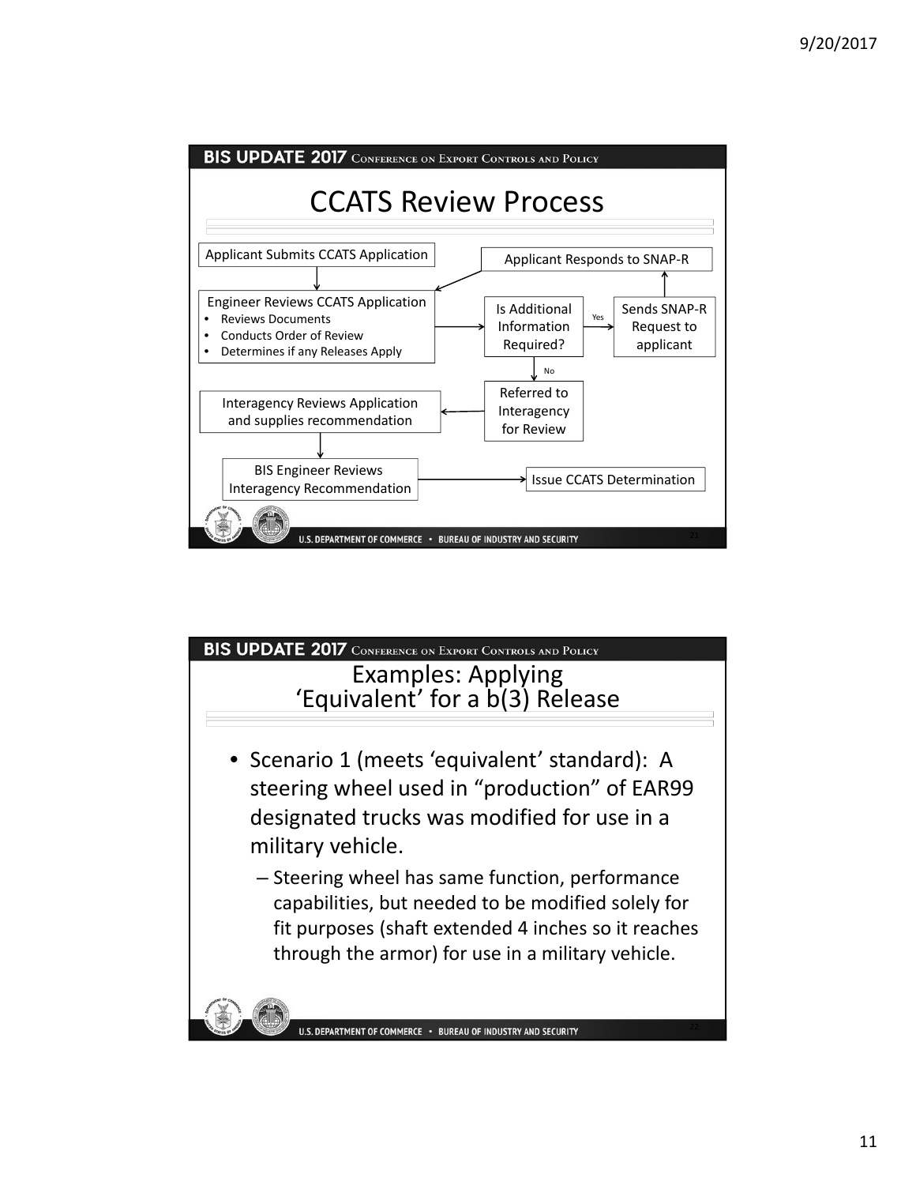## CCATS Review Process

Applicant Submits CCATS Application

Engineer Reviews CCATS Application
- Reviews Documents
- Conducts Order of Review
- Determines if any Releases Apply

Is Additional Information Required?

Yes

Sends SNAP-R Request to applicant

Applicant Responds to SNAP-R

No

Referred to Interagency for Review

Interagency Reviews Application and supplies recommendation

BIS Engineer Reviews Interagency Recommendation

Issue CCATS Determination

## Examples: Applying 'Equivalent' for a b(3) Release

- Scenario 1 (meets 'equivalent' standard): A steering wheel used in "production" of EAR99 designated trucks was modified for use in a military vehicle.
  - Steering wheel has same function, performance capabilities, but needed to be modified solely for fit purposes (shaft extended 4 inches so it reaches through the armor) for use in a military vehicle.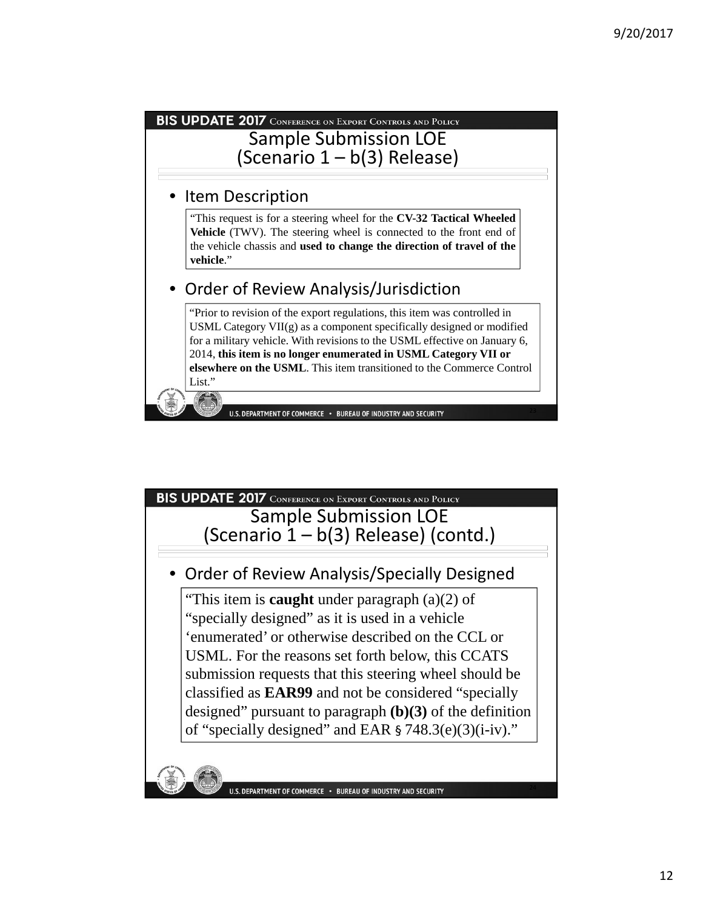BIS UPDATE 2017 Conference on Export Controls and Policy

## Sample Submission LOE (Scenario 1 – b(3) Release)

- Item Description

> "This request is for a steering wheel for the **CV-32 Tactical Wheeled Vehicle** (TWV). The steering wheel is connected to the front end of the vehicle chassis and **used to change the direction of travel of the vehicle**."

- Order of Review Analysis/Jurisdiction

> "Prior to revision of the export regulations, this item was controlled in USML Category VII(g) as a component specifically designed or modified for a military vehicle. With revisions to the USML effective on January 6, 2014, **this item is no longer enumerated in USML Category VII or elsewhere on the USML**. This item transitioned to the Commerce Control List."

U.S. DEPARTMENT OF COMMERCE • BUREAU OF INDUSTRY AND SECURITY

BIS UPDATE 2017 Conference on Export Controls and Policy

## Sample Submission LOE (Scenario 1 – b(3) Release) (contd.)

- Order of Review Analysis/Specially Designed

> "This item is **caught** under paragraph (a)(2) of "specially designed" as it is used in a vehicle 'enumerated' or otherwise described on the CCL or USML. For the reasons set forth below, this CCATS submission requests that this steering wheel should be classified as **EAR99** and not be considered "specially designed" pursuant to paragraph **(b)(3)** of the definition of "specially designed" and EAR § 748.3(e)(3)(i-iv)."

U.S. DEPARTMENT OF COMMERCE • BUREAU OF INDUSTRY AND SECURITY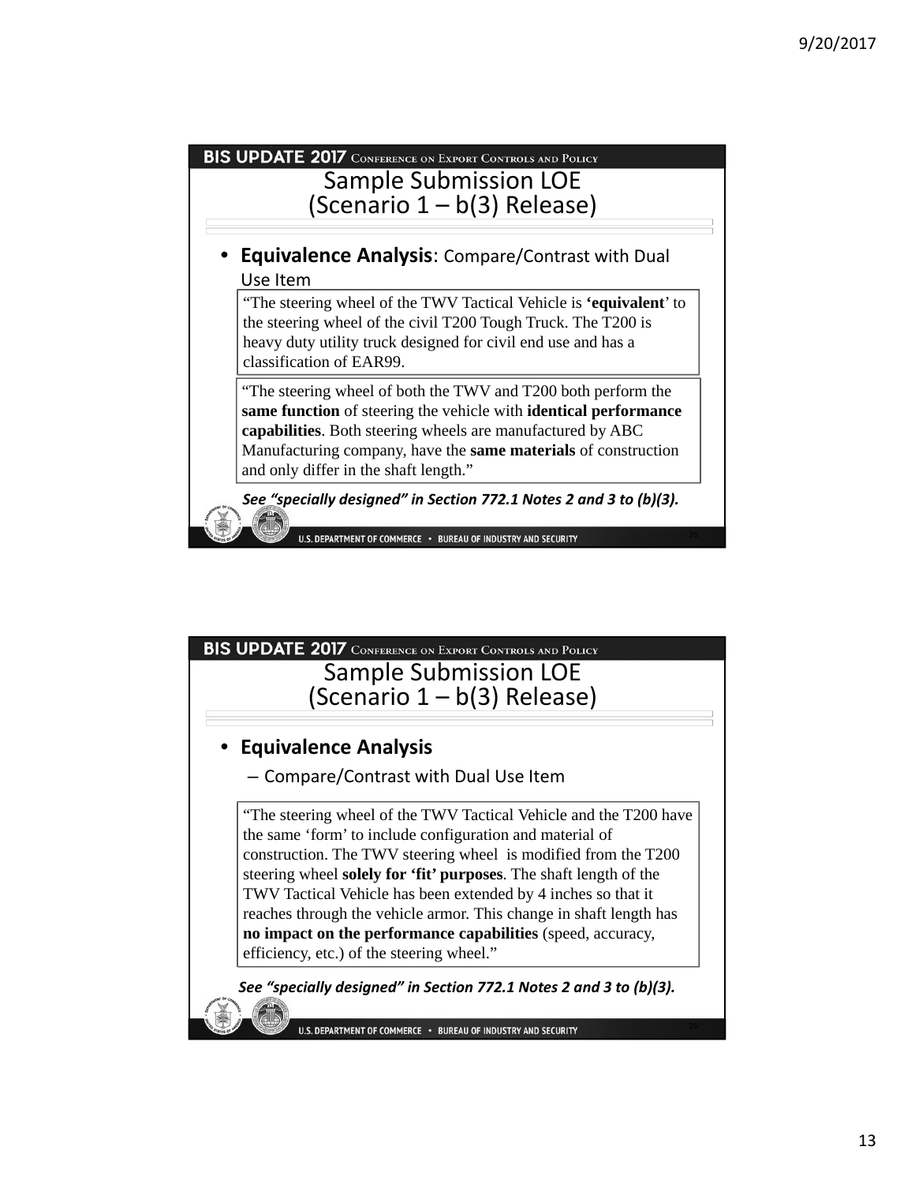## Sample Submission LOE (Scenario 1 – b(3) Release)

- **Equivalence Analysis**: Compare/Contrast with Dual Use Item

> "The steering wheel of the TWV Tactical Vehicle is **'equivalent'** to the steering wheel of the civil T200 Tough Truck. The T200 is heavy duty utility truck designed for civil end use and has a classification of EAR99.

> "The steering wheel of both the TWV and T200 both perform the **same function** of steering the vehicle with **identical performance capabilities**. Both steering wheels are manufactured by ABC Manufacturing company, have the **same materials** of construction and only differ in the shaft length."

***See "specially designed" in Section 772.1 Notes 2 and 3 to (b)(3).***

## Sample Submission LOE (Scenario 1 – b(3) Release)

- **Equivalence Analysis**
  - Compare/Contrast with Dual Use Item

> "The steering wheel of the TWV Tactical Vehicle and the T200 have the same 'form' to include configuration and material of construction. The TWV steering wheel is modified from the T200 steering wheel **solely for 'fit' purposes**. The shaft length of the TWV Tactical Vehicle has been extended by 4 inches so that it reaches through the vehicle armor. This change in shaft length has **no impact on the performance capabilities** (speed, accuracy, efficiency, etc.) of the steering wheel."

***See "specially designed" in Section 772.1 Notes 2 and 3 to (b)(3).***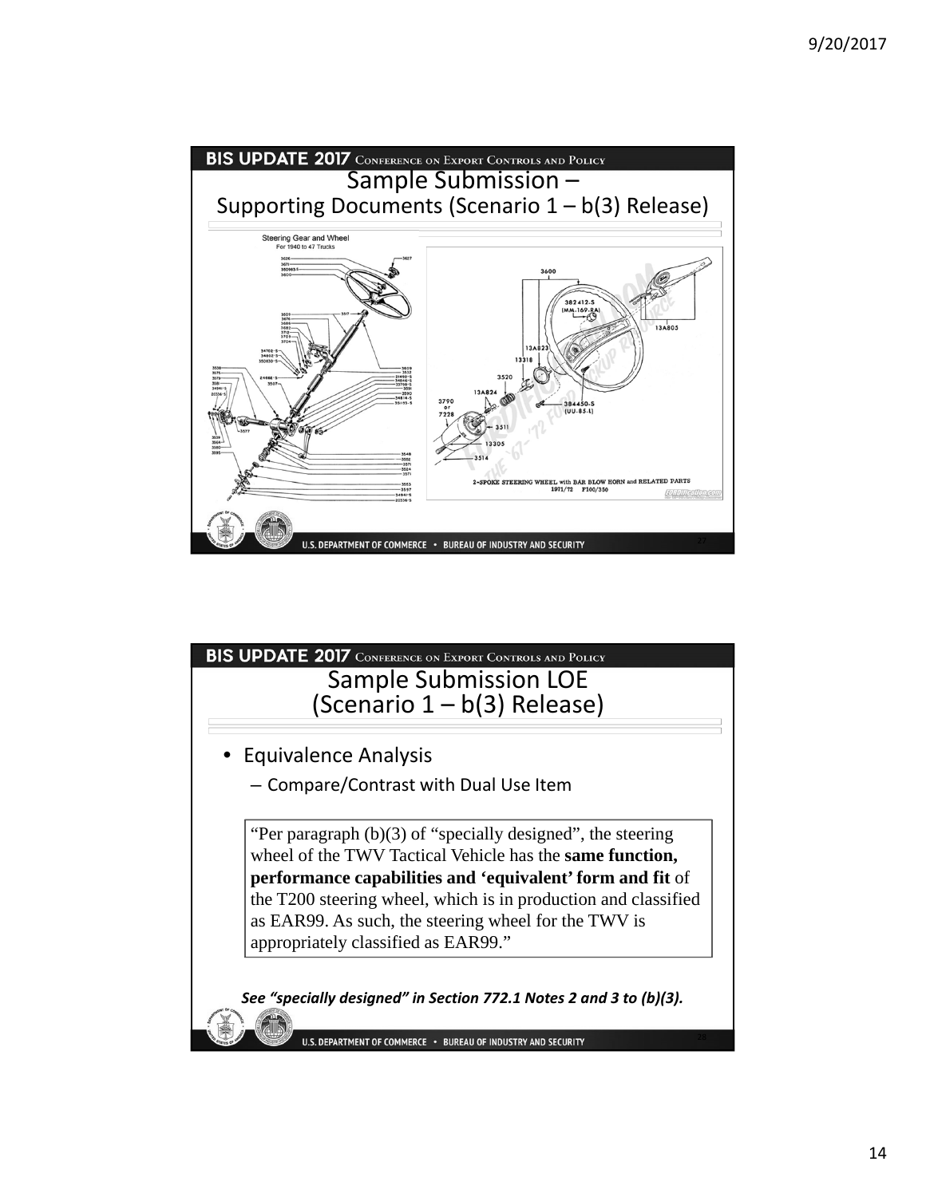## Sample Submission – Supporting Documents (Scenario 1 – b(3) Release)

Steering Gear and Wheel
For 1940 to 47 Trucks

2-SPOKE STEERING WHEEL with BAR BLOW HORN and RELATED PARTS
1971/72 F100/350

## Sample Submission LOE (Scenario 1 – b(3) Release)

- Equivalence Analysis
  - Compare/Contrast with Dual Use Item

> "Per paragraph (b)(3) of "specially designed", the steering wheel of the TWV Tactical Vehicle has the **same function, performance capabilities and 'equivalent' form and fit** of the T200 steering wheel, which is in production and classified as EAR99. As such, the steering wheel for the TWV is appropriately classified as EAR99."

***See "specially designed" in Section 772.1 Notes 2 and 3 to (b)(3).***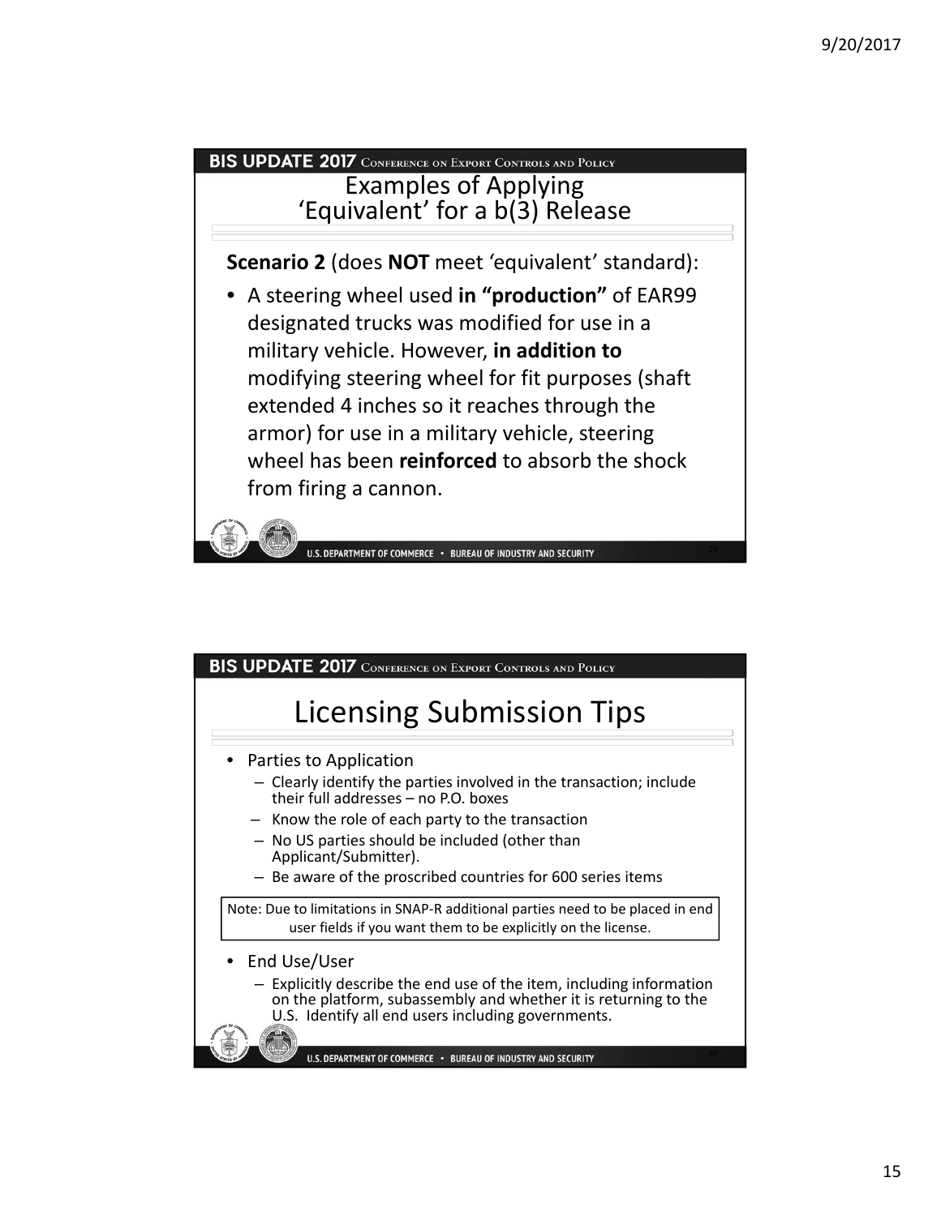## Examples of Applying 'Equivalent' for a b(3) Release

**Scenario 2** (does **NOT** meet 'equivalent' standard):

- A steering wheel used **in "production"** of EAR99 designated trucks was modified for use in a military vehicle. However, **in addition to** modifying steering wheel for fit purposes (shaft extended 4 inches so it reaches through the armor) for use in a military vehicle, steering wheel has been **reinforced** to absorb the shock from firing a cannon.

## Licensing Submission Tips

- Parties to Application
  - Clearly identify the parties involved in the transaction; include their full addresses – no P.O. boxes
  - Know the role of each party to the transaction
  - No US parties should be included (other than Applicant/Submitter).
  - Be aware of the proscribed countries for 600 series items

Note: Due to limitations in SNAP-R additional parties need to be placed in end user fields if you want them to be explicitly on the license.

- End Use/User
  - Explicitly describe the end use of the item, including information on the platform, subassembly and whether it is returning to the U.S. Identify all end users including governments.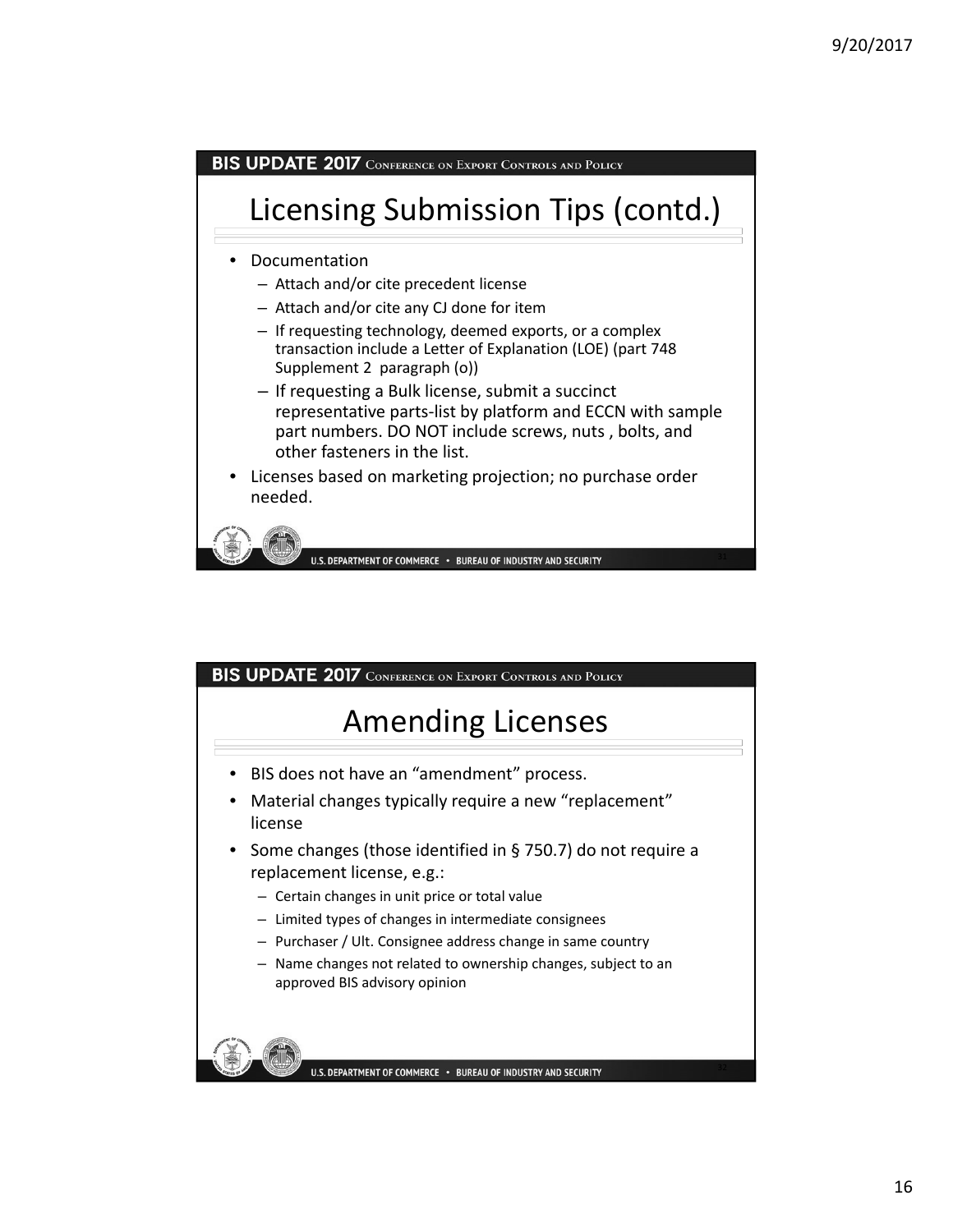## Licensing Submission Tips (contd.)

- Documentation
  - Attach and/or cite precedent license
  - Attach and/or cite any CJ done for item
  - If requesting technology, deemed exports, or a complex transaction include a Letter of Explanation (LOE) (part 748 Supplement 2 paragraph (o))
  - If requesting a Bulk license, submit a succinct representative parts-list by platform and ECCN with sample part numbers. DO NOT include screws, nuts , bolts, and other fasteners in the list.
- Licenses based on marketing projection; no purchase order needed.

## Amending Licenses

- BIS does not have an "amendment" process.
- Material changes typically require a new "replacement" license
- Some changes (those identified in § 750.7) do not require a replacement license, e.g.:
  - Certain changes in unit price or total value
  - Limited types of changes in intermediate consignees
  - Purchaser / Ult. Consignee address change in same country
  - Name changes not related to ownership changes, subject to an approved BIS advisory opinion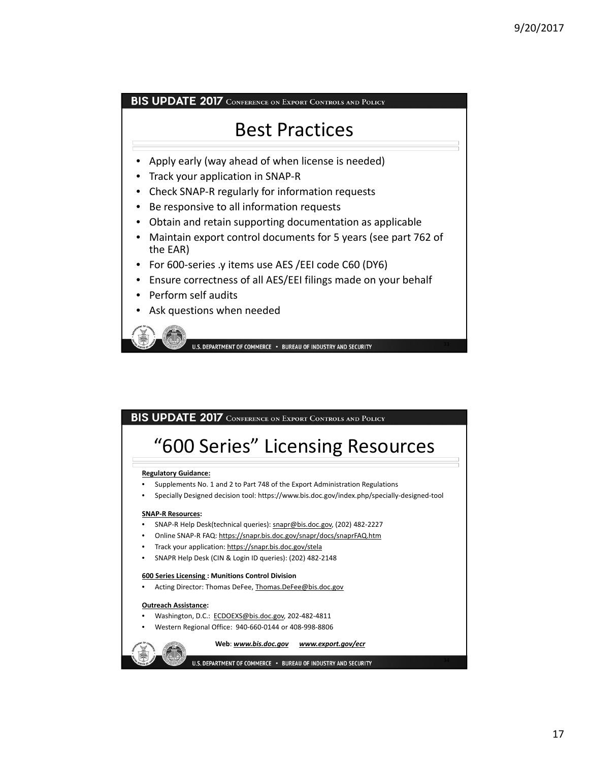# Best Practices

- Apply early (way ahead of when license is needed)
- Track your application in SNAP-R
- Check SNAP-R regularly for information requests
- Be responsive to all information requests
- Obtain and retain supporting documentation as applicable
- Maintain export control documents for 5 years (see part 762 of the EAR)
- For 600-series .y items use AES /EEI code C60 (DY6)
- Ensure correctness of all AES/EEI filings made on your behalf
- Perform self audits
- Ask questions when needed

# "600 Series" Licensing Resources

**Regulatory Guidance:**

- Supplements No. 1 and 2 to Part 748 of the Export Administration Regulations
- Specially Designed decision tool: https://www.bis.doc.gov/index.php/specially-designed-tool

**SNAP-R Resources:**

- SNAP-R Help Desk(technical queries): snapr@bis.doc.gov, (202) 482-2227
- Online SNAP-R FAQ: https://snapr.bis.doc.gov/snapr/docs/snaprFAQ.htm
- Track your application: https://snapr.bis.doc.gov/stela
- SNAPR Help Desk (CIN & Login ID queries): (202) 482-2148

**600 Series Licensing : Munitions Control Division**

- Acting Director: Thomas DeFee, Thomas.DeFee@bis.doc.gov

**Outreach Assistance:**

- Washington, D.C.: ECDOEXS@bis.doc.gov, 202-482-4811
- Western Regional Office: 940-660-0144 or 408-998-8806

**Web**: ***www.bis.doc.gov*** ***www.export.gov/ecr***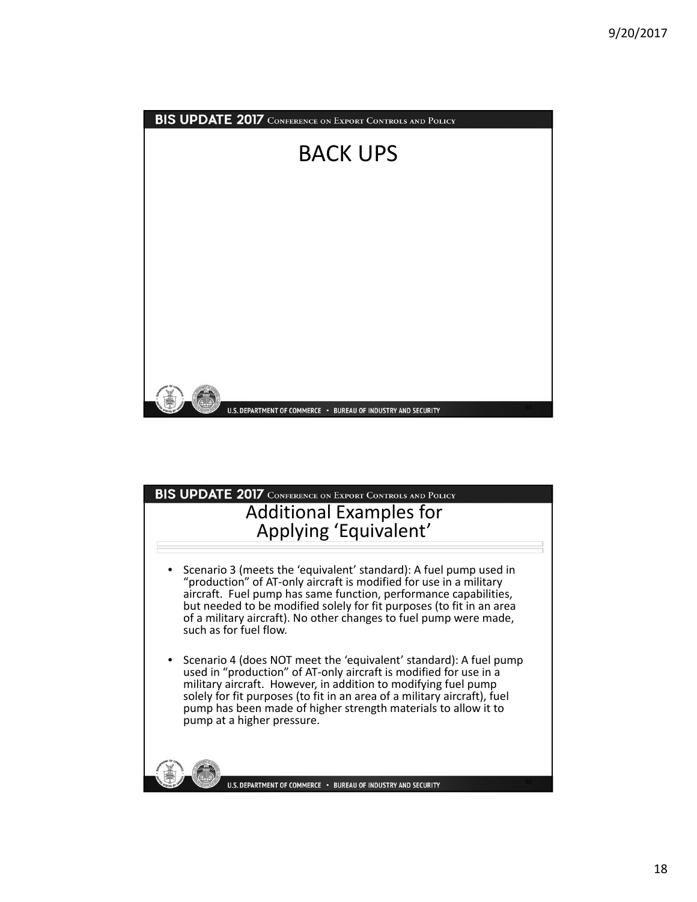# BACK UPS

# Additional Examples for Applying 'Equivalent'

- Scenario 3 (meets the 'equivalent' standard): A fuel pump used in "production" of AT-only aircraft is modified for use in a military aircraft. Fuel pump has same function, performance capabilities, but needed to be modified solely for fit purposes (to fit in an area of a military aircraft). No other changes to fuel pump were made, such as for fuel flow.

- Scenario 4 (does NOT meet the 'equivalent' standard): A fuel pump used in "production" of AT-only aircraft is modified for use in a military aircraft. However, in addition to modifying fuel pump solely for fit purposes (to fit in an area of a military aircraft), fuel pump has been made of higher strength materials to allow it to pump at a higher pressure.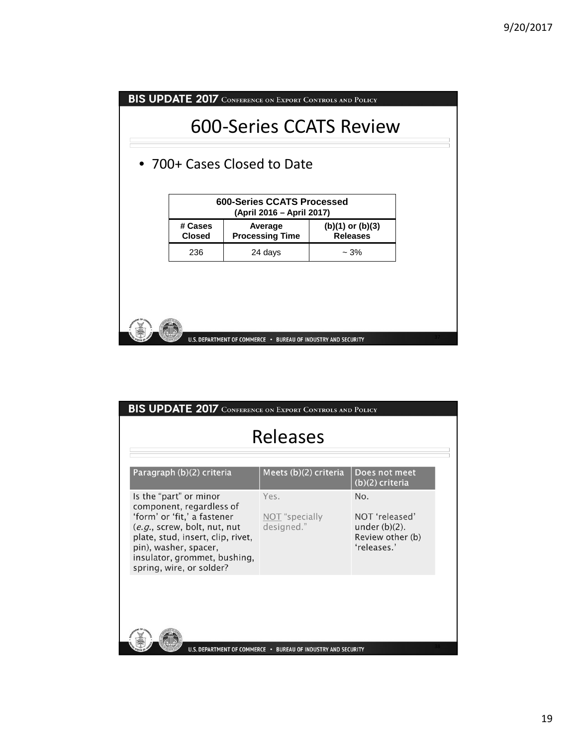## 600-Series CCATS Review

- 700+ Cases Closed to Date

| 600-Series CCATS Processed (April 2016 – April 2017) | | |
|---|---|---|
| **# Cases Closed** | **Average Processing Time** | **(b)(1) or (b)(3) Releases** |
| 236 | 24 days | ~ 3% |

## Releases

| Paragraph (b)(2) criteria | Meets (b)(2) criteria | Does not meet (b)(2) criteria |
|---|---|---|
| Is the "part" or minor component, regardless of 'form' or 'fit,' a fastener (*e.g.*, screw, bolt, nut, nut plate, stud, insert, clip, rivet, pin), washer, spacer, insulator, grommet, bushing, spring, wire, or solder? | Yes.<br><br>NOT "specially designed." | No.<br><br>NOT 'released' under (b)(2). Review other (b) 'releases.' |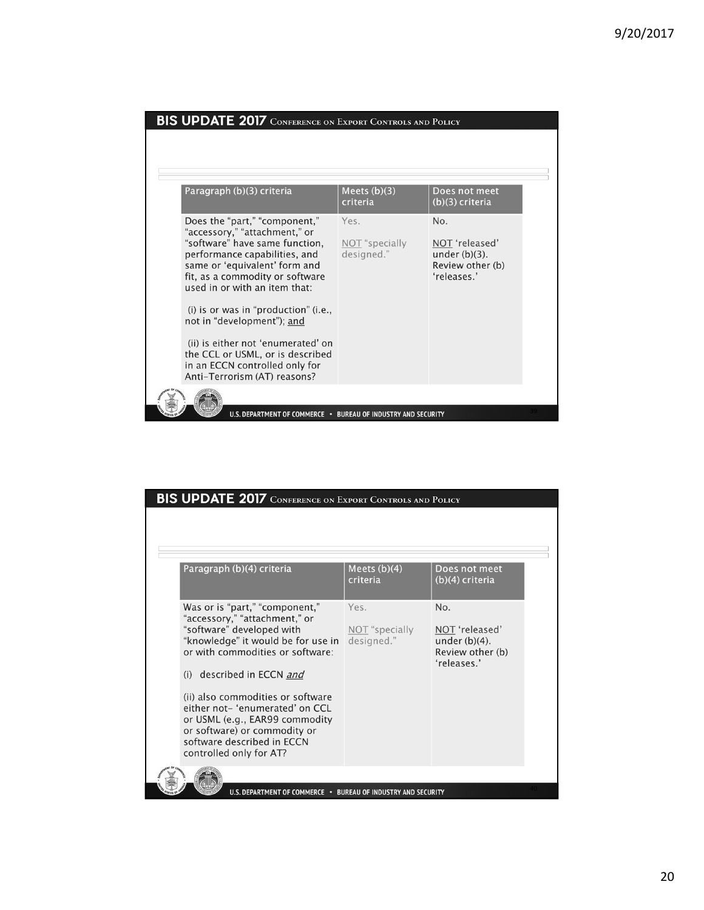## BIS UPDATE 2017 Conference on Export Controls and Policy

| Paragraph (b)(3) criteria | Meets (b)(3) criteria | Does not meet (b)(3) criteria |
|---|---|---|
| Does the "part," "component," "accessory," "attachment," or "software" have same function, performance capabilities, and same or 'equivalent' form and fit, as a commodity or software used in or with an item that:<br><br>(i) is or was in "production" (i.e., not in "development"); <u>and</u><br><br>(ii) is either not 'enumerated' on the CCL or USML, or is described in an ECCN controlled only for Anti-Terrorism (AT) reasons? | Yes.<br><br><u>NOT</u> "specially designed." | No.<br><br><u>NOT</u> 'released' under (b)(3). Review other (b) 'releases.' |

U.S. DEPARTMENT OF COMMERCE • BUREAU OF INDUSTRY AND SECURITY

## BIS UPDATE 2017 Conference on Export Controls and Policy

| Paragraph (b)(4) criteria | Meets (b)(4) criteria | Does not meet (b)(4) criteria |
|---|---|---|
| Was or is "part," "component," "accessory," "attachment," or "software" developed with "knowledge" it would be for use in or with commodities or software:<br><br>(i) described in ECCN ***<u>and</u>***<br><br>(ii) also commodities or software either not- 'enumerated' on CCL or USML (e.g., EAR99 commodity or software) or commodity or software described in ECCN controlled only for AT? | Yes.<br><br><u>NOT</u> "specially designed." | No.<br><br><u>NOT</u> 'released' under (b)(4). Review other (b) 'releases.' |

U.S. DEPARTMENT OF COMMERCE • BUREAU OF INDUSTRY AND SECURITY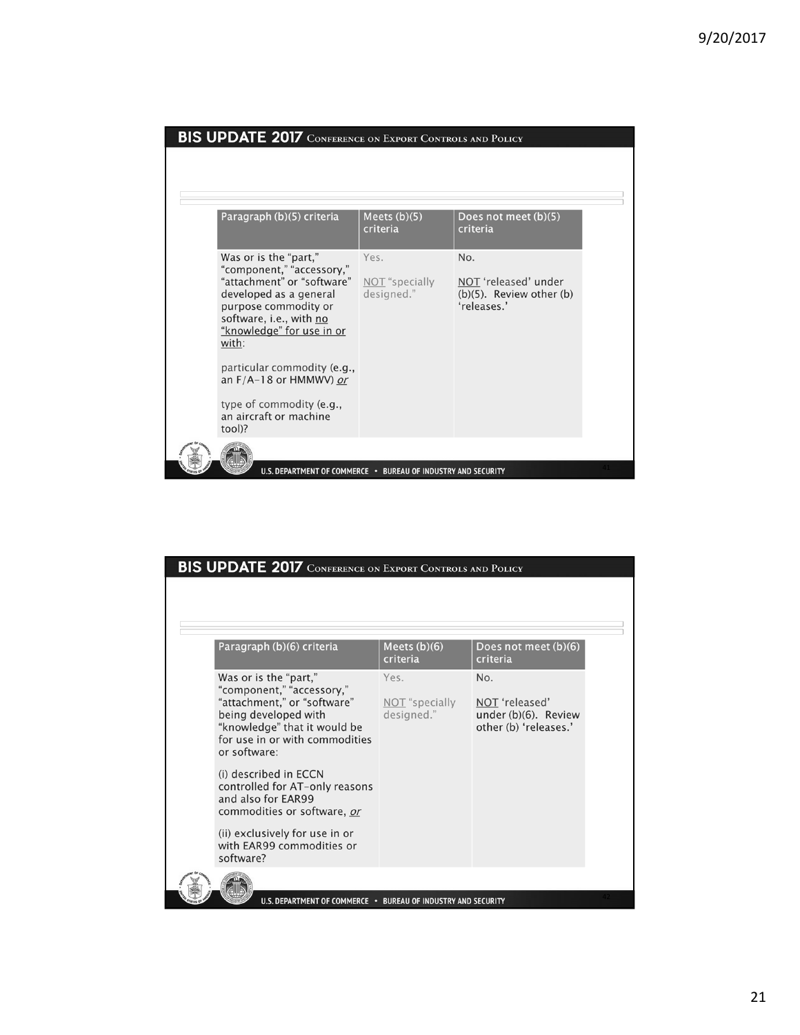## BIS UPDATE 2017 Conference on Export Controls and Policy

| Paragraph (b)(5) criteria | Meets (b)(5) criteria | Does not meet (b)(5) criteria |
| --- | --- | --- |
| Was or is the "part," "component," "accessory," "attachment" or "software" developed as a general purpose commodity or software, i.e., with no "knowledge" for use in or with:<br><br>particular commodity (e.g., an F/A-18 or HMMWV) *or*<br><br>type of commodity (e.g., an aircraft or machine tool)? | Yes.<br><br>NOT "specially designed." | No.<br><br>NOT 'released' under (b)(5). Review other (b) 'releases.' |

U.S. DEPARTMENT OF COMMERCE • BUREAU OF INDUSTRY AND SECURITY

## BIS UPDATE 2017 Conference on Export Controls and Policy

| Paragraph (b)(6) criteria | Meets (b)(6) criteria | Does not meet (b)(6) criteria |
| --- | --- | --- |
| Was or is the "part," "component," "accessory," "attachment," or "software" being developed with "knowledge" that it would be for use in or with commodities or software:<br><br>(i) described in ECCN controlled for AT-only reasons and also for EAR99 commodities or software, *or*<br><br>(ii) exclusively for use in or with EAR99 commodities or software? | Yes.<br><br>NOT "specially designed." | No.<br><br>NOT 'released' under (b)(6). Review other (b) 'releases.' |

U.S. DEPARTMENT OF COMMERCE • BUREAU OF INDUSTRY AND SECURITY